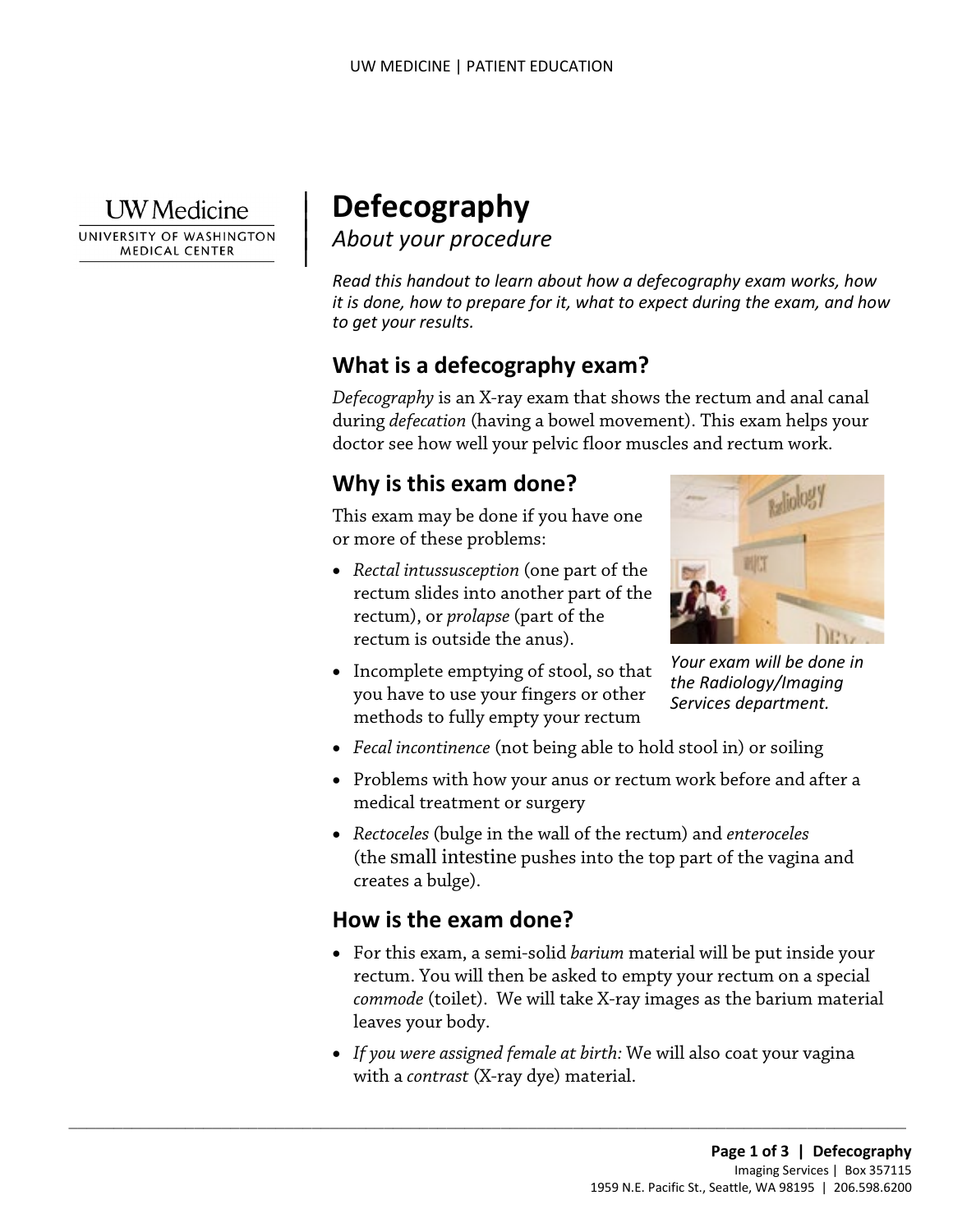# Defecography

*About your procedure*

*Read this handout to learn about how a defecography exam works, how it is done, how to prepare for it, what to expect during the exam, and how to get your results.*

## What is a defecography exam?

*Defecography* is an X-ray exam that shows the rectum and anal canal during *defecation* (having a bowel movement). This exam helps your doctor see how well your pelvic floor muscles and rectum work.

## Why is this exam done?

This exam may be done if you have one or more of these problems:

- *Rectal intussusception* (one part of the rectum slides into another part of the rectum), or *prolapse* (part of the rectum is outside the anus).
- Incomplete emptying of stool, so that you have to use your fingers or other methods to fully empty your rectum
- *Fecal incontinence* (not being able to hold stool in) or soiling
- Problems with how your anus or rectum work before and after a medical treatment or surgery
- *Rectoceles* (bulge in the wall of the rectum) and *enteroceles* (the small intestine pushes into the top part of the vagina and creates a bulge).

*Your exam will be done in the Radiology/Imaging Services department.*

## How is the exam done?

- For this exam, a semi-solid *barium* material will be put inside your rectum. You will then be asked to empty your rectum on a special *commode* (toilet). We will take X-ray images as the barium material leaves your body.
- *If you were assigned female at birth:* We will also coat your vagina with a *contrast* (X-ray dye) material.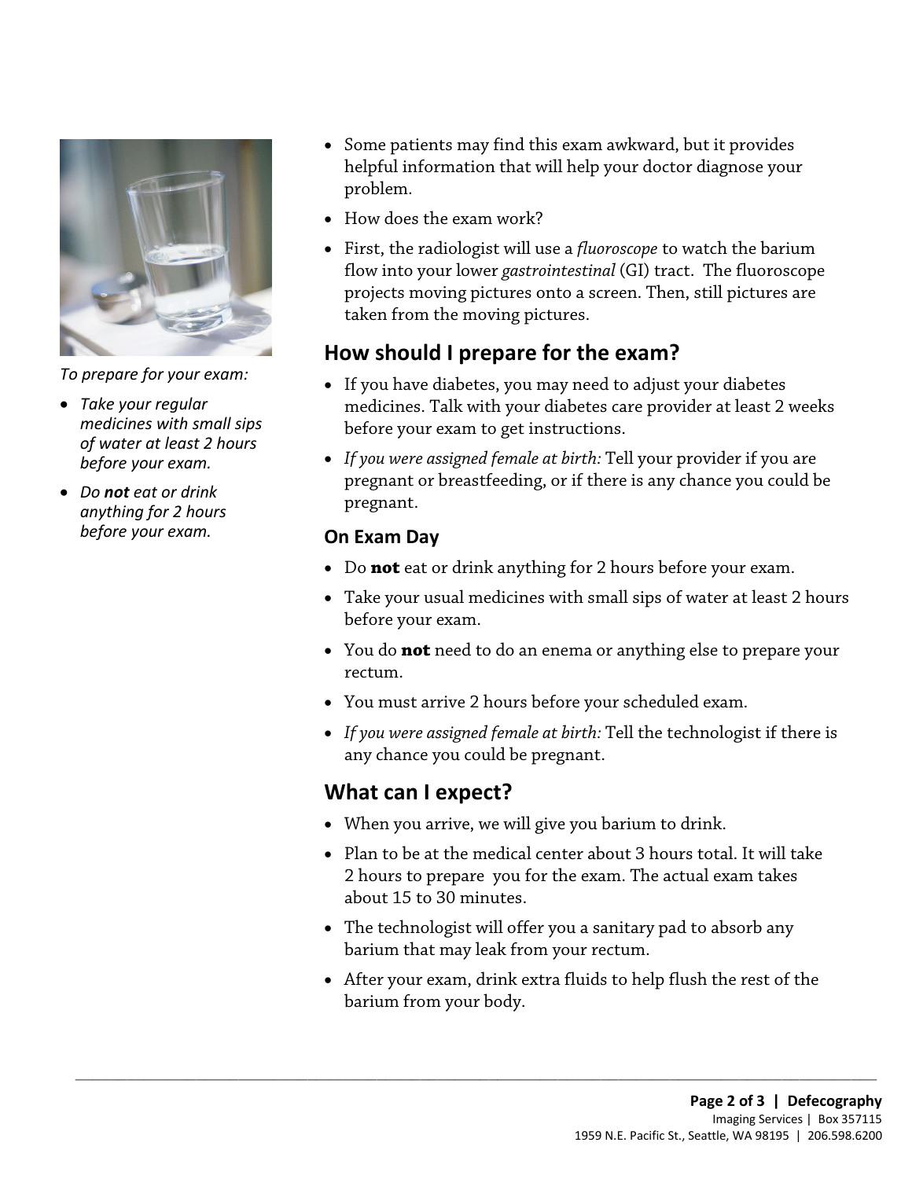*To prepare for your exam:*

- *Take your regular medicines with small sips of water at least 2 hours before your exam.*
- *Do **not** eat or drink anything for 2 hours before your exam.*

- Some patients may find this exam awkward, but it provides helpful information that will help your doctor diagnose your problem.
- How does the exam work?
- First, the radiologist will use a *fluoroscope* to watch the barium flow into your lower *gastrointestinal* (GI) tract. The fluoroscope projects moving pictures onto a screen. Then, still pictures are taken from the moving pictures.

## How should I prepare for the exam?

- If you have diabetes, you may need to adjust your diabetes medicines. Talk with your diabetes care provider at least 2 weeks before your exam to get instructions.
- *If you were assigned female at birth:* Tell your provider if you are pregnant or breastfeeding, or if there is any chance you could be pregnant.

### On Exam Day

- Do **not** eat or drink anything for 2 hours before your exam.
- Take your usual medicines with small sips of water at least 2 hours before your exam.
- You do **not** need to do an enema or anything else to prepare your rectum.
- You must arrive 2 hours before your scheduled exam.
- *If you were assigned female at birth:* Tell the technologist if there is any chance you could be pregnant.

## What can I expect?

- When you arrive, we will give you barium to drink.
- Plan to be at the medical center about 3 hours total. It will take 2 hours to prepare you for the exam. The actual exam takes about 15 to 30 minutes.
- The technologist will offer you a sanitary pad to absorb any barium that may leak from your rectum.
- After your exam, drink extra fluids to help flush the rest of the barium from your body.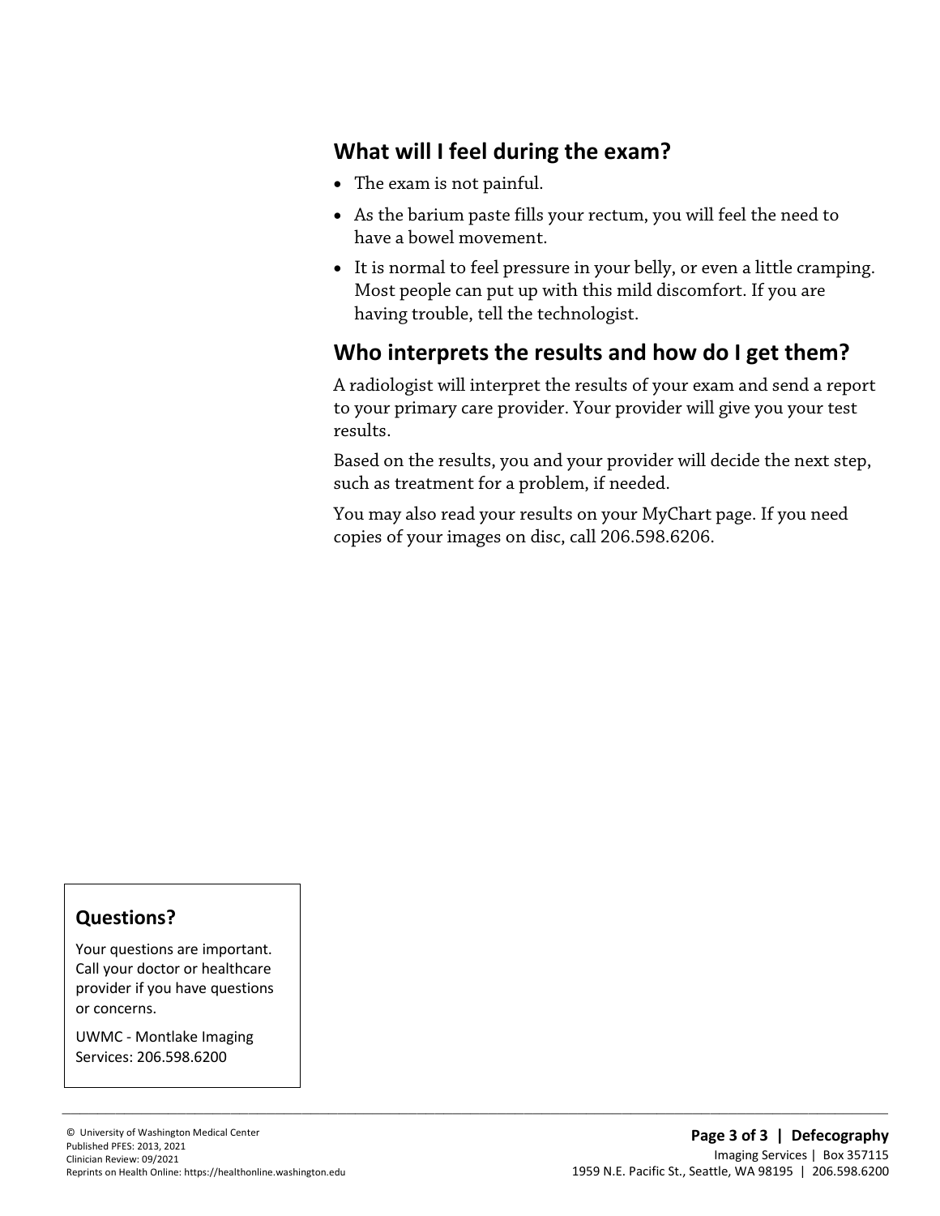## What will I feel during the exam?

- The exam is not painful.
- As the barium paste fills your rectum, you will feel the need to have a bowel movement.
- It is normal to feel pressure in your belly, or even a little cramping. Most people can put up with this mild discomfort. If you are having trouble, tell the technologist.

## Who interprets the results and how do I get them?

A radiologist will interpret the results of your exam and send a report to your primary care provider. Your provider will give you your test results.

Based on the results, you and your provider will decide the next step, such as treatment for a problem, if needed.

You may also read your results on your MyChart page. If you need copies of your images on disc, call 206.598.6206.

### Questions?

Your questions are important. Call your doctor or healthcare provider if you have questions or concerns.

UWMC - Montlake Imaging Services: 206.598.6200

© University of Washington Medical Center
Published PFES: 2013, 2021
Clinician Review: 09/2021
Reprints on Health Online: https://healthonline.washington.edu

Imaging Services | Box 357115
1959 N.E. Pacific St., Seattle, WA 98195 | 206.598.6200